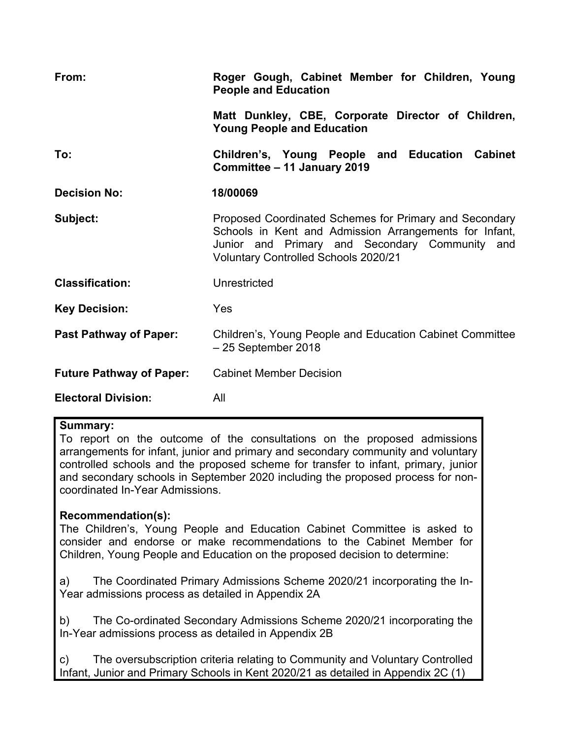| | |
|---|---|
| **From:** | **Roger Gough, Cabinet Member for Children, Young People and Education** |
| | **Matt Dunkley, CBE, Corporate Director of Children, Young People and Education** |
| **To:** | **Children's, Young People and Education Cabinet Committee – 11 January 2019** |
| **Decision No:** | **18/00069** |
| **Subject:** | Proposed Coordinated Schemes for Primary and Secondary Schools in Kent and Admission Arrangements for Infant, Junior and Primary and Secondary Community and Voluntary Controlled Schools 2020/21 |
| **Classification:** | Unrestricted |
| **Key Decision:** | Yes |
| **Past Pathway of Paper:** | Children's, Young People and Education Cabinet Committee – 25 September 2018 |
| **Future Pathway of Paper:** | Cabinet Member Decision |
| **Electoral Division:** | All |

**Summary:**
To report on the outcome of the consultations on the proposed admissions arrangements for infant, junior and primary and secondary community and voluntary controlled schools and the proposed scheme for transfer to infant, primary, junior and secondary schools in September 2020 including the proposed process for non-coordinated In-Year Admissions.

**Recommendation(s):**
The Children's, Young People and Education Cabinet Committee is asked to consider and endorse or make recommendations to the Cabinet Member for Children, Young People and Education on the proposed decision to determine:

a) The Coordinated Primary Admissions Scheme 2020/21 incorporating the In-Year admissions process as detailed in Appendix 2A

b) The Co-ordinated Secondary Admissions Scheme 2020/21 incorporating the In-Year admissions process as detailed in Appendix 2B

c) The oversubscription criteria relating to Community and Voluntary Controlled Infant, Junior and Primary Schools in Kent 2020/21 as detailed in Appendix 2C (1)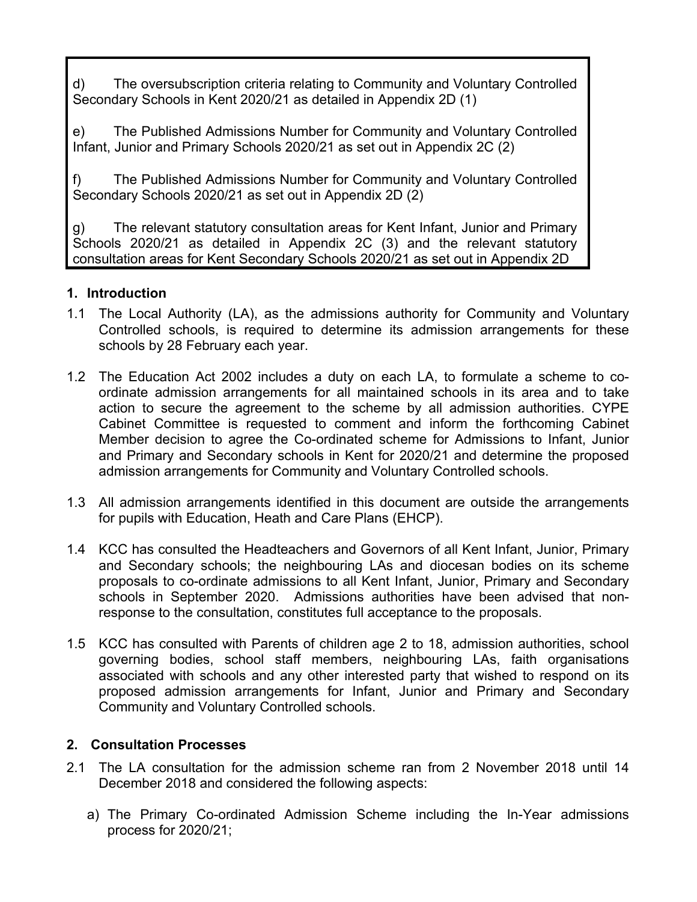d) The oversubscription criteria relating to Community and Voluntary Controlled Secondary Schools in Kent 2020/21 as detailed in Appendix 2D (1)

e) The Published Admissions Number for Community and Voluntary Controlled Infant, Junior and Primary Schools 2020/21 as set out in Appendix 2C (2)

f) The Published Admissions Number for Community and Voluntary Controlled Secondary Schools 2020/21 as set out in Appendix 2D (2)

g) The relevant statutory consultation areas for Kent Infant, Junior and Primary Schools 2020/21 as detailed in Appendix 2C (3) and the relevant statutory consultation areas for Kent Secondary Schools 2020/21 as set out in Appendix 2D

## 1. Introduction

1.1 The Local Authority (LA), as the admissions authority for Community and Voluntary Controlled schools, is required to determine its admission arrangements for these schools by 28 February each year.

1.2 The Education Act 2002 includes a duty on each LA, to formulate a scheme to co-ordinate admission arrangements for all maintained schools in its area and to take action to secure the agreement to the scheme by all admission authorities. CYPE Cabinet Committee is requested to comment and inform the forthcoming Cabinet Member decision to agree the Co-ordinated scheme for Admissions to Infant, Junior and Primary and Secondary schools in Kent for 2020/21 and determine the proposed admission arrangements for Community and Voluntary Controlled schools.

1.3 All admission arrangements identified in this document are outside the arrangements for pupils with Education, Heath and Care Plans (EHCP).

1.4 KCC has consulted the Headteachers and Governors of all Kent Infant, Junior, Primary and Secondary schools; the neighbouring LAs and diocesan bodies on its scheme proposals to co-ordinate admissions to all Kent Infant, Junior, Primary and Secondary schools in September 2020. Admissions authorities have been advised that non-response to the consultation, constitutes full acceptance to the proposals.

1.5 KCC has consulted with Parents of children age 2 to 18, admission authorities, school governing bodies, school staff members, neighbouring LAs, faith organisations associated with schools and any other interested party that wished to respond on its proposed admission arrangements for Infant, Junior and Primary and Secondary Community and Voluntary Controlled schools.

## 2. Consultation Processes

2.1 The LA consultation for the admission scheme ran from 2 November 2018 until 14 December 2018 and considered the following aspects:

a) The Primary Co-ordinated Admission Scheme including the In-Year admissions process for 2020/21;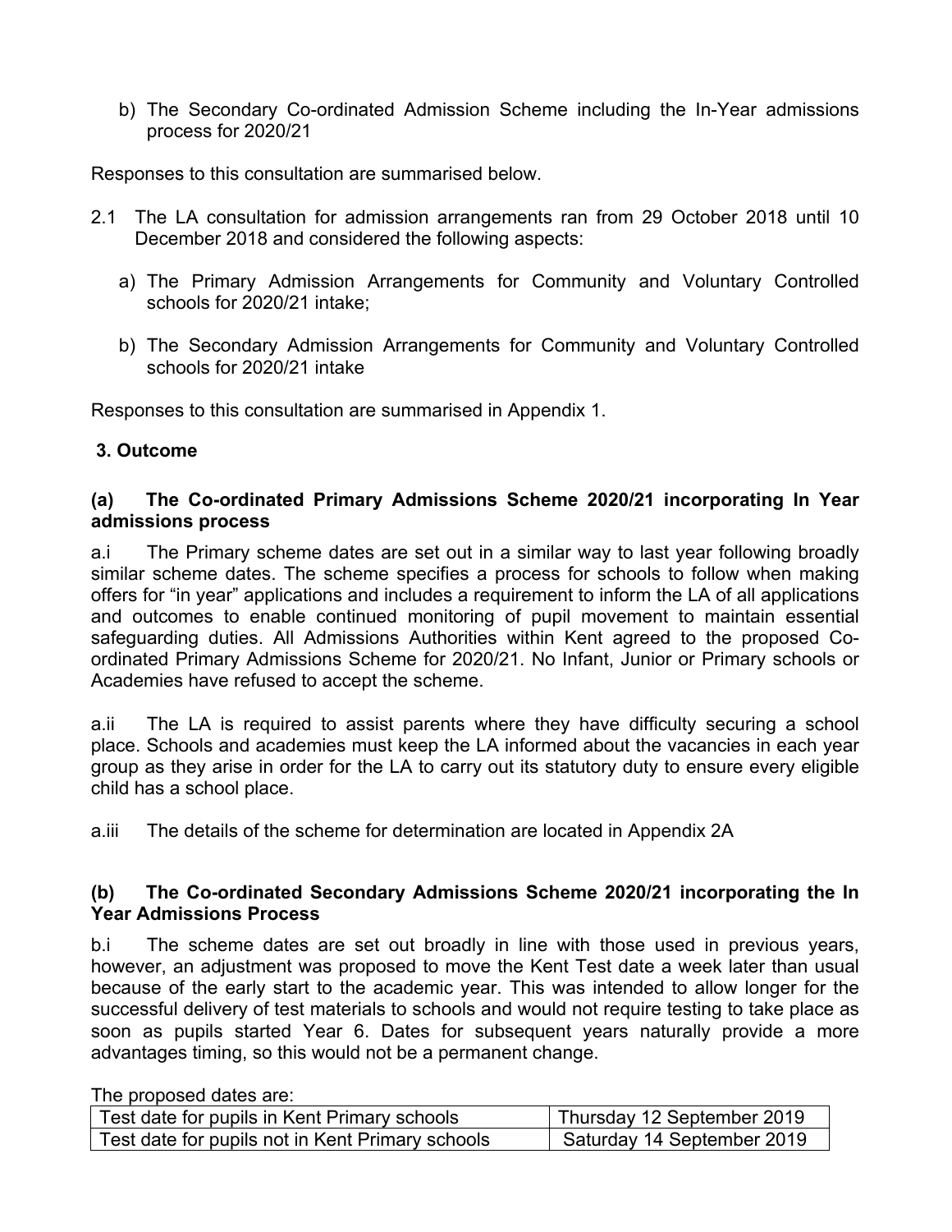b) The Secondary Co-ordinated Admission Scheme including the In-Year admissions process for 2020/21

Responses to this consultation are summarised below.

2.1 The LA consultation for admission arrangements ran from 29 October 2018 until 10 December 2018 and considered the following aspects:

a) The Primary Admission Arrangements for Community and Voluntary Controlled schools for 2020/21 intake;

b) The Secondary Admission Arrangements for Community and Voluntary Controlled schools for 2020/21 intake

Responses to this consultation are summarised in Appendix 1.

## 3. Outcome

### (a) The Co-ordinated Primary Admissions Scheme 2020/21 incorporating In Year admissions process

a.i The Primary scheme dates are set out in a similar way to last year following broadly similar scheme dates. The scheme specifies a process for schools to follow when making offers for "in year" applications and includes a requirement to inform the LA of all applications and outcomes to enable continued monitoring of pupil movement to maintain essential safeguarding duties. All Admissions Authorities within Kent agreed to the proposed Co-ordinated Primary Admissions Scheme for 2020/21. No Infant, Junior or Primary schools or Academies have refused to accept the scheme.

a.ii The LA is required to assist parents where they have difficulty securing a school place. Schools and academies must keep the LA informed about the vacancies in each year group as they arise in order for the LA to carry out its statutory duty to ensure every eligible child has a school place.

a.iii The details of the scheme for determination are located in Appendix 2A

### (b) The Co-ordinated Secondary Admissions Scheme 2020/21 incorporating the In Year Admissions Process

b.i The scheme dates are set out broadly in line with those used in previous years, however, an adjustment was proposed to move the Kent Test date a week later than usual because of the early start to the academic year. This was intended to allow longer for the successful delivery of test materials to schools and would not require testing to take place as soon as pupils started Year 6. Dates for subsequent years naturally provide a more advantages timing, so this would not be a permanent change.

The proposed dates are:

| | |
|---|---|
| Test date for pupils in Kent Primary schools | Thursday 12 September 2019 |
| Test date for pupils not in Kent Primary schools | Saturday 14 September 2019 |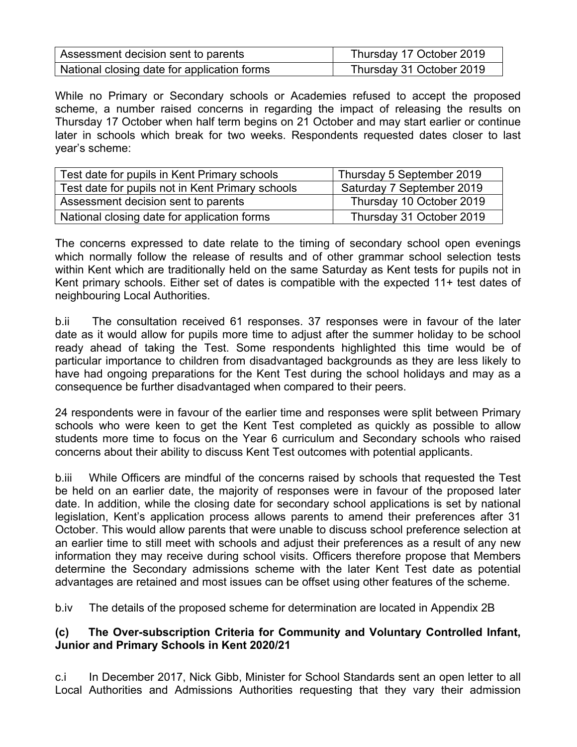| Assessment decision sent to parents | Thursday 17 October 2019 |
| --- | --- |
| National closing date for application forms | Thursday 31 October 2019 |

While no Primary or Secondary schools or Academies refused to accept the proposed scheme, a number raised concerns in regarding the impact of releasing the results on Thursday 17 October when half term begins on 21 October and may start earlier or continue later in schools which break for two weeks. Respondents requested dates closer to last year's scheme:

| Test date for pupils in Kent Primary schools | Thursday 5 September 2019 |
| --- | --- |
| Test date for pupils not in Kent Primary schools | Saturday 7 September 2019 |
| Assessment decision sent to parents | Thursday 10 October 2019 |
| National closing date for application forms | Thursday 31 October 2019 |

The concerns expressed to date relate to the timing of secondary school open evenings which normally follow the release of results and of other grammar school selection tests within Kent which are traditionally held on the same Saturday as Kent tests for pupils not in Kent primary schools. Either set of dates is compatible with the expected 11+ test dates of neighbouring Local Authorities.

b.ii The consultation received 61 responses. 37 responses were in favour of the later date as it would allow for pupils more time to adjust after the summer holiday to be school ready ahead of taking the Test. Some respondents highlighted this time would be of particular importance to children from disadvantaged backgrounds as they are less likely to have had ongoing preparations for the Kent Test during the school holidays and may as a consequence be further disadvantaged when compared to their peers.

24 respondents were in favour of the earlier time and responses were split between Primary schools who were keen to get the Kent Test completed as quickly as possible to allow students more time to focus on the Year 6 curriculum and Secondary schools who raised concerns about their ability to discuss Kent Test outcomes with potential applicants.

b.iii While Officers are mindful of the concerns raised by schools that requested the Test be held on an earlier date, the majority of responses were in favour of the proposed later date. In addition, while the closing date for secondary school applications is set by national legislation, Kent's application process allows parents to amend their preferences after 31 October. This would allow parents that were unable to discuss school preference selection at an earlier time to still meet with schools and adjust their preferences as a result of any new information they may receive during school visits. Officers therefore propose that Members determine the Secondary admissions scheme with the later Kent Test date as potential advantages are retained and most issues can be offset using other features of the scheme.

b.iv The details of the proposed scheme for determination are located in Appendix 2B

**(c) The Over-subscription Criteria for Community and Voluntary Controlled Infant, Junior and Primary Schools in Kent 2020/21**

c.i In December 2017, Nick Gibb, Minister for School Standards sent an open letter to all Local Authorities and Admissions Authorities requesting that they vary their admission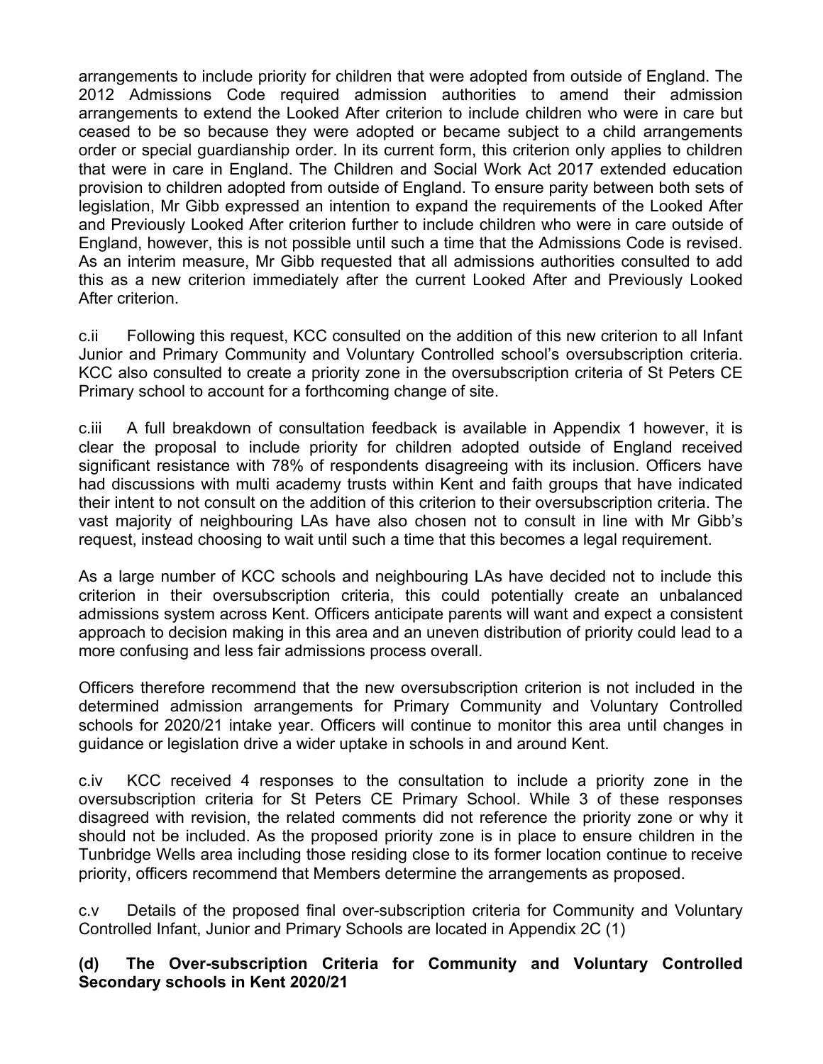arrangements to include priority for children that were adopted from outside of England. The 2012 Admissions Code required admission authorities to amend their admission arrangements to extend the Looked After criterion to include children who were in care but ceased to be so because they were adopted or became subject to a child arrangements order or special guardianship order. In its current form, this criterion only applies to children that were in care in England. The Children and Social Work Act 2017 extended education provision to children adopted from outside of England. To ensure parity between both sets of legislation, Mr Gibb expressed an intention to expand the requirements of the Looked After and Previously Looked After criterion further to include children who were in care outside of England, however, this is not possible until such a time that the Admissions Code is revised. As an interim measure, Mr Gibb requested that all admissions authorities consulted to add this as a new criterion immediately after the current Looked After and Previously Looked After criterion.

c.ii Following this request, KCC consulted on the addition of this new criterion to all Infant Junior and Primary Community and Voluntary Controlled school's oversubscription criteria. KCC also consulted to create a priority zone in the oversubscription criteria of St Peters CE Primary school to account for a forthcoming change of site.

c.iii A full breakdown of consultation feedback is available in Appendix 1 however, it is clear the proposal to include priority for children adopted outside of England received significant resistance with 78% of respondents disagreeing with its inclusion. Officers have had discussions with multi academy trusts within Kent and faith groups that have indicated their intent to not consult on the addition of this criterion to their oversubscription criteria. The vast majority of neighbouring LAs have also chosen not to consult in line with Mr Gibb's request, instead choosing to wait until such a time that this becomes a legal requirement.

As a large number of KCC schools and neighbouring LAs have decided not to include this criterion in their oversubscription criteria, this could potentially create an unbalanced admissions system across Kent. Officers anticipate parents will want and expect a consistent approach to decision making in this area and an uneven distribution of priority could lead to a more confusing and less fair admissions process overall.

Officers therefore recommend that the new oversubscription criterion is not included in the determined admission arrangements for Primary Community and Voluntary Controlled schools for 2020/21 intake year. Officers will continue to monitor this area until changes in guidance or legislation drive a wider uptake in schools in and around Kent.

c.iv KCC received 4 responses to the consultation to include a priority zone in the oversubscription criteria for St Peters CE Primary School. While 3 of these responses disagreed with revision, the related comments did not reference the priority zone or why it should not be included. As the proposed priority zone is in place to ensure children in the Tunbridge Wells area including those residing close to its former location continue to receive priority, officers recommend that Members determine the arrangements as proposed.

c.v Details of the proposed final over-subscription criteria for Community and Voluntary Controlled Infant, Junior and Primary Schools are located in Appendix 2C (1)

**(d) The Over-subscription Criteria for Community and Voluntary Controlled Secondary schools in Kent 2020/21**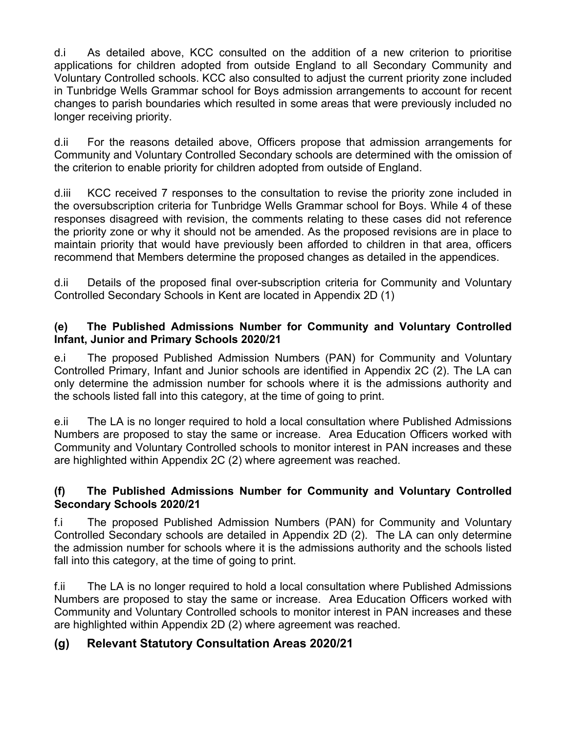d.i As detailed above, KCC consulted on the addition of a new criterion to prioritise applications for children adopted from outside England to all Secondary Community and Voluntary Controlled schools. KCC also consulted to adjust the current priority zone included in Tunbridge Wells Grammar school for Boys admission arrangements to account for recent changes to parish boundaries which resulted in some areas that were previously included no longer receiving priority.

d.ii For the reasons detailed above, Officers propose that admission arrangements for Community and Voluntary Controlled Secondary schools are determined with the omission of the criterion to enable priority for children adopted from outside of England.

d.iii KCC received 7 responses to the consultation to revise the priority zone included in the oversubscription criteria for Tunbridge Wells Grammar school for Boys. While 4 of these responses disagreed with revision, the comments relating to these cases did not reference the priority zone or why it should not be amended. As the proposed revisions are in place to maintain priority that would have previously been afforded to children in that area, officers recommend that Members determine the proposed changes as detailed in the appendices.

d.ii Details of the proposed final over-subscription criteria for Community and Voluntary Controlled Secondary Schools in Kent are located in Appendix 2D (1)

### (e) The Published Admissions Number for Community and Voluntary Controlled Infant, Junior and Primary Schools 2020/21

e.i The proposed Published Admission Numbers (PAN) for Community and Voluntary Controlled Primary, Infant and Junior schools are identified in Appendix 2C (2). The LA can only determine the admission number for schools where it is the admissions authority and the schools listed fall into this category, at the time of going to print.

e.ii The LA is no longer required to hold a local consultation where Published Admissions Numbers are proposed to stay the same or increase. Area Education Officers worked with Community and Voluntary Controlled schools to monitor interest in PAN increases and these are highlighted within Appendix 2C (2) where agreement was reached.

### (f) The Published Admissions Number for Community and Voluntary Controlled Secondary Schools 2020/21

f.i The proposed Published Admission Numbers (PAN) for Community and Voluntary Controlled Secondary schools are detailed in Appendix 2D (2). The LA can only determine the admission number for schools where it is the admissions authority and the schools listed fall into this category, at the time of going to print.

f.ii The LA is no longer required to hold a local consultation where Published Admissions Numbers are proposed to stay the same or increase. Area Education Officers worked with Community and Voluntary Controlled schools to monitor interest in PAN increases and these are highlighted within Appendix 2D (2) where agreement was reached.

## (g) Relevant Statutory Consultation Areas 2020/21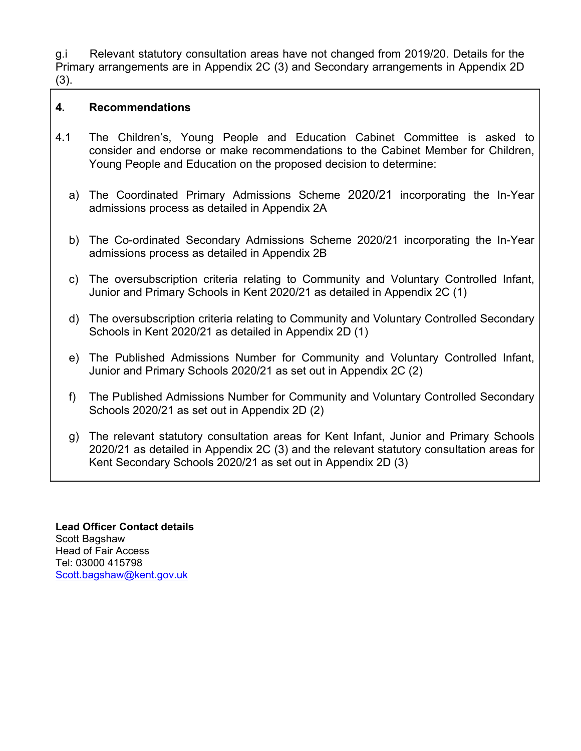g.i Relevant statutory consultation areas have not changed from 2019/20. Details for the Primary arrangements are in Appendix 2C (3) and Secondary arrangements in Appendix 2D (3).

## 4. Recommendations

4.1 The Children's, Young People and Education Cabinet Committee is asked to consider and endorse or make recommendations to the Cabinet Member for Children, Young People and Education on the proposed decision to determine:

a) The Coordinated Primary Admissions Scheme 2020/21 incorporating the In-Year admissions process as detailed in Appendix 2A

b) The Co-ordinated Secondary Admissions Scheme 2020/21 incorporating the In-Year admissions process as detailed in Appendix 2B

c) The oversubscription criteria relating to Community and Voluntary Controlled Infant, Junior and Primary Schools in Kent 2020/21 as detailed in Appendix 2C (1)

d) The oversubscription criteria relating to Community and Voluntary Controlled Secondary Schools in Kent 2020/21 as detailed in Appendix 2D (1)

e) The Published Admissions Number for Community and Voluntary Controlled Infant, Junior and Primary Schools 2020/21 as set out in Appendix 2C (2)

f) The Published Admissions Number for Community and Voluntary Controlled Secondary Schools 2020/21 as set out in Appendix 2D (2)

g) The relevant statutory consultation areas for Kent Infant, Junior and Primary Schools 2020/21 as detailed in Appendix 2C (3) and the relevant statutory consultation areas for Kent Secondary Schools 2020/21 as set out in Appendix 2D (3)

**Lead Officer Contact details**
Scott Bagshaw
Head of Fair Access
Tel: 03000 415798
Scott.bagshaw@kent.gov.uk